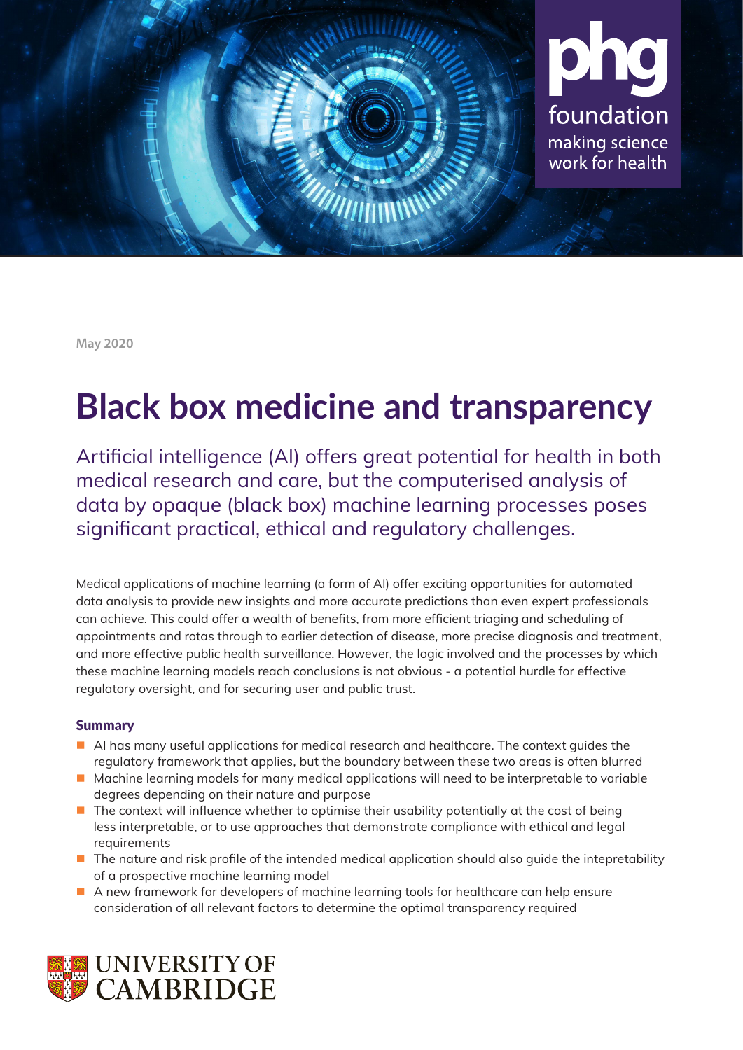phg foundation
making science work for health

May 2020

# Black box medicine and transparency

Artificial intelligence (AI) offers great potential for health in both medical research and care, but the computerised analysis of data by opaque (black box) machine learning processes poses significant practical, ethical and regulatory challenges.

Medical applications of machine learning (a form of AI) offer exciting opportunities for automated data analysis to provide new insights and more accurate predictions than even expert professionals can achieve. This could offer a wealth of benefits, from more efficient triaging and scheduling of appointments and rotas through to earlier detection of disease, more precise diagnosis and treatment, and more effective public health surveillance. However, the logic involved and the processes by which these machine learning models reach conclusions is not obvious - a potential hurdle for effective regulatory oversight, and for securing user and public trust.

## Summary

- AI has many useful applications for medical research and healthcare. The context guides the regulatory framework that applies, but the boundary between these two areas is often blurred
- Machine learning models for many medical applications will need to be interpretable to variable degrees depending on their nature and purpose
- The context will influence whether to optimise their usability potentially at the cost of being less interpretable, or to use approaches that demonstrate compliance with ethical and legal requirements
- The nature and risk profile of the intended medical application should also guide the intepretability of a prospective machine learning model
- A new framework for developers of machine learning tools for healthcare can help ensure consideration of all relevant factors to determine the optimal transparency required

UNIVERSITY OF CAMBRIDGE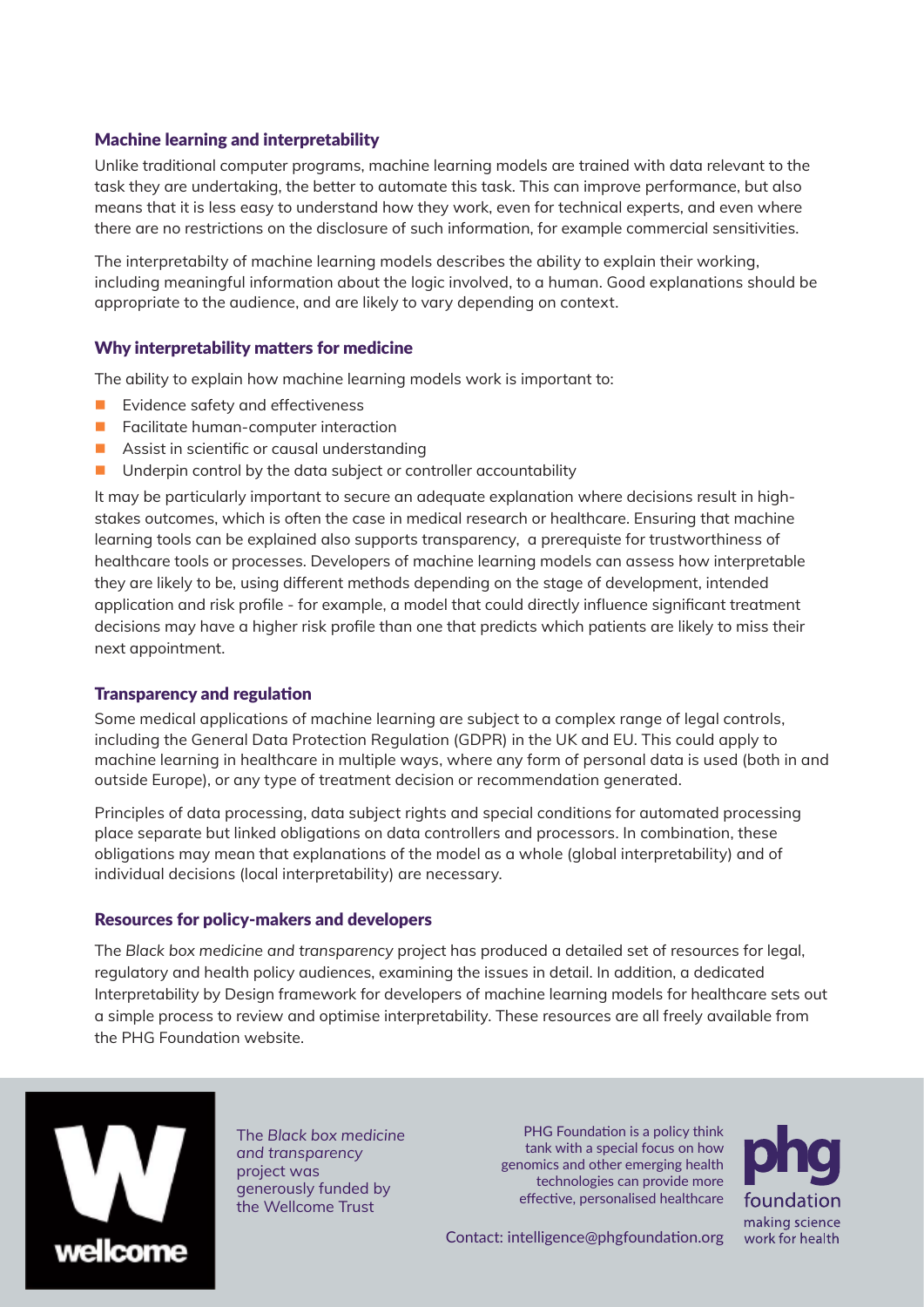## Machine learning and interpretability

Unlike traditional computer programs, machine learning models are trained with data relevant to the task they are undertaking, the better to automate this task. This can improve performance, but also means that it is less easy to understand how they work, even for technical experts, and even where there are no restrictions on the disclosure of such information, for example commercial sensitivities.

The interpretabilty of machine learning models describes the ability to explain their working, including meaningful information about the logic involved, to a human. Good explanations should be appropriate to the audience, and are likely to vary depending on context.

## Why interpretability matters for medicine

The ability to explain how machine learning models work is important to:

- Evidence safety and effectiveness
- Facilitate human-computer interaction
- Assist in scientific or causal understanding
- Underpin control by the data subject or controller accountability

It may be particularly important to secure an adequate explanation where decisions result in high-stakes outcomes, which is often the case in medical research or healthcare. Ensuring that machine learning tools can be explained also supports transparency, a prerequiste for trustworthiness of healthcare tools or processes. Developers of machine learning models can assess how interpretable they are likely to be, using different methods depending on the stage of development, intended application and risk profile - for example, a model that could directly influence significant treatment decisions may have a higher risk profile than one that predicts which patients are likely to miss their next appointment.

## Transparency and regulation

Some medical applications of machine learning are subject to a complex range of legal controls, including the General Data Protection Regulation (GDPR) in the UK and EU. This could apply to machine learning in healthcare in multiple ways, where any form of personal data is used (both in and outside Europe), or any type of treatment decision or recommendation generated.

Principles of data processing, data subject rights and special conditions for automated processing place separate but linked obligations on data controllers and processors. In combination, these obligations may mean that explanations of the model as a whole (global interpretability) and of individual decisions (local interpretability) are necessary.

## Resources for policy-makers and developers

The *Black box medicine and transparency* project has produced a detailed set of resources for legal, regulatory and health policy audiences, examining the issues in detail. In addition, a dedicated Interpretability by Design framework for developers of machine learning models for healthcare sets out a simple process to review and optimise interpretability. These resources are all freely available from the PHG Foundation website.

wellcome

The *Black box medicine and transparency* project was generously funded by the Wellcome Trust

PHG Foundation is a policy think tank with a special focus on how genomics and other emerging health technologies can provide more effective, personalised healthcare

Contact: intelligence@phgfoundation.org

phg foundation
making science work for health